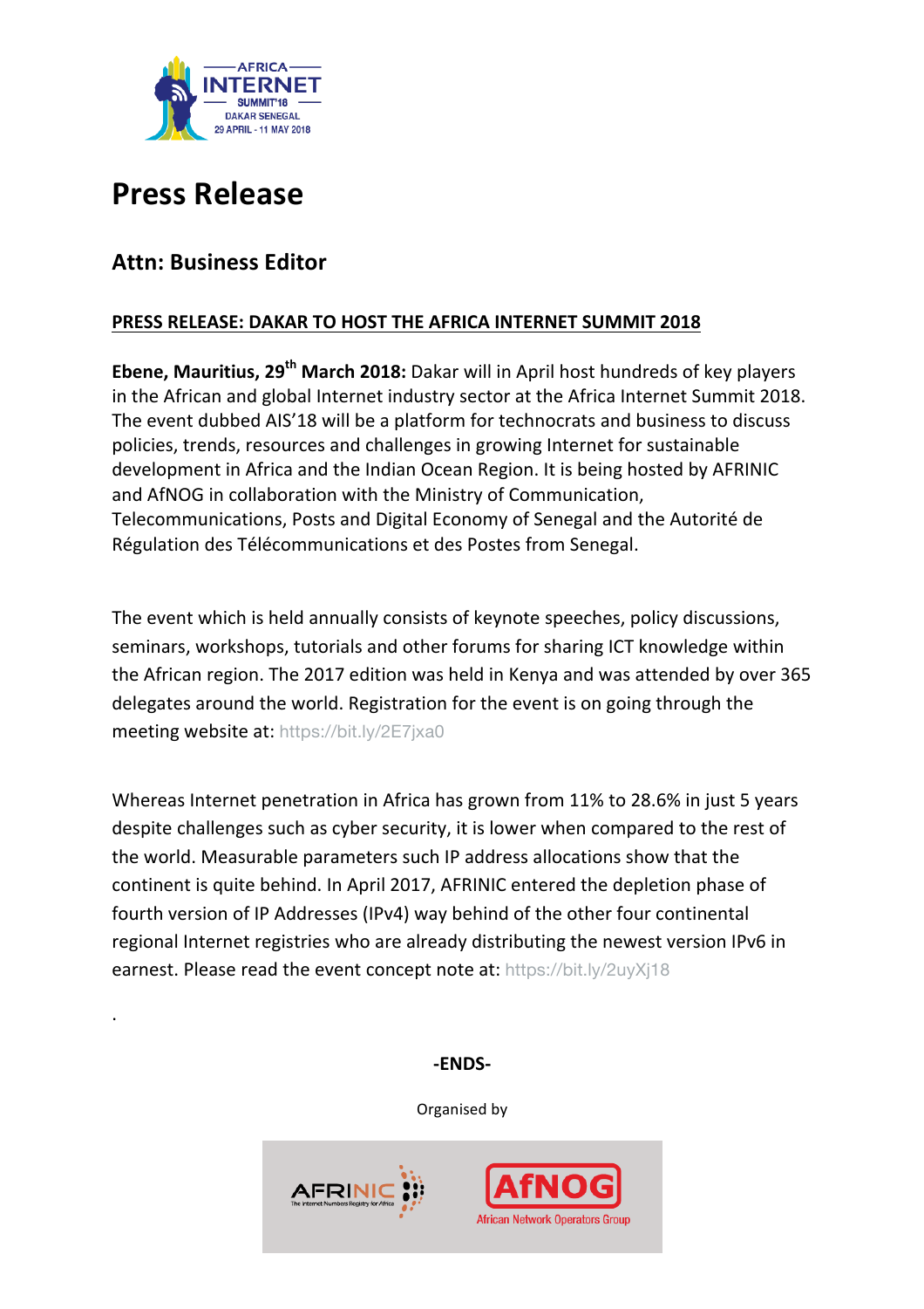# Press Release

## Attn: Business Editor

**PRESS RELEASE: DAKAR TO HOST THE AFRICA INTERNET SUMMIT 2018**

**Ebene, Mauritius, 29th March 2018:** Dakar will in April host hundreds of key players in the African and global Internet industry sector at the Africa Internet Summit 2018. The event dubbed AIS'18 will be a platform for technocrats and business to discuss policies, trends, resources and challenges in growing Internet for sustainable development in Africa and the Indian Ocean Region. It is being hosted by AFRINIC and AfNOG in collaboration with the Ministry of Communication, Telecommunications, Posts and Digital Economy of Senegal and the Autorité de Régulation des Télécommunications et des Postes from Senegal.

The event which is held annually consists of keynote speeches, policy discussions, seminars, workshops, tutorials and other forums for sharing ICT knowledge within the African region. The 2017 edition was held in Kenya and was attended by over 365 delegates around the world. Registration for the event is on going through the meeting website at: https://bit.ly/2E7jxa0

Whereas Internet penetration in Africa has grown from 11% to 28.6% in just 5 years despite challenges such as cyber security, it is lower when compared to the rest of the world. Measurable parameters such IP address allocations show that the continent is quite behind. In April 2017, AFRINIC entered the depletion phase of fourth version of IP Addresses (IPv4) way behind of the other four continental regional Internet registries who are already distributing the newest version IPv6 in earnest. Please read the event concept note at: https://bit.ly/2uyXj18

.

**-ENDS-**

Organised by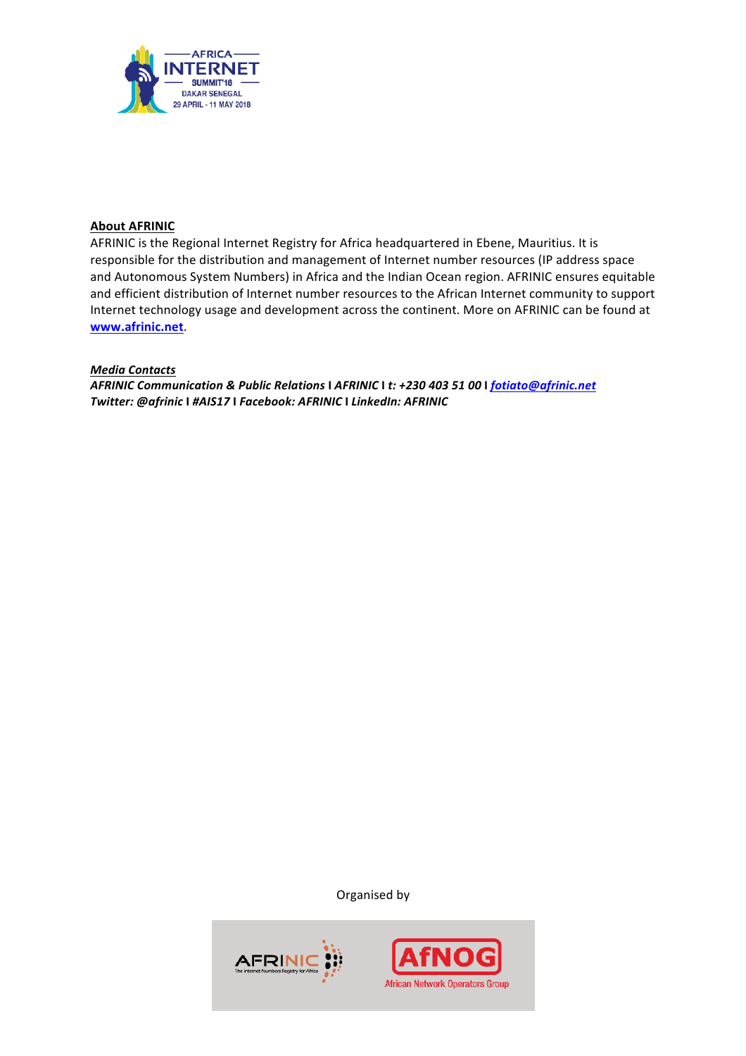**About AFRINIC**

AFRINIC is the Regional Internet Registry for Africa headquartered in Ebene, Mauritius. It is responsible for the distribution and management of Internet number resources (IP address space and Autonomous System Numbers) in Africa and the Indian Ocean region. AFRINIC ensures equitable and efficient distribution of Internet number resources to the African Internet community to support Internet technology usage and development across the continent. More on AFRINIC can be found at **www.afrinic.net**.

***Media Contacts***

***AFRINIC Communication & Public Relations I AFRINIC I t: +230 403 51 00 I fotiato@afrinic.net***
***Twitter: @afrinic I #AIS17 I Facebook: AFRINIC I LinkedIn: AFRINIC***

Organised by